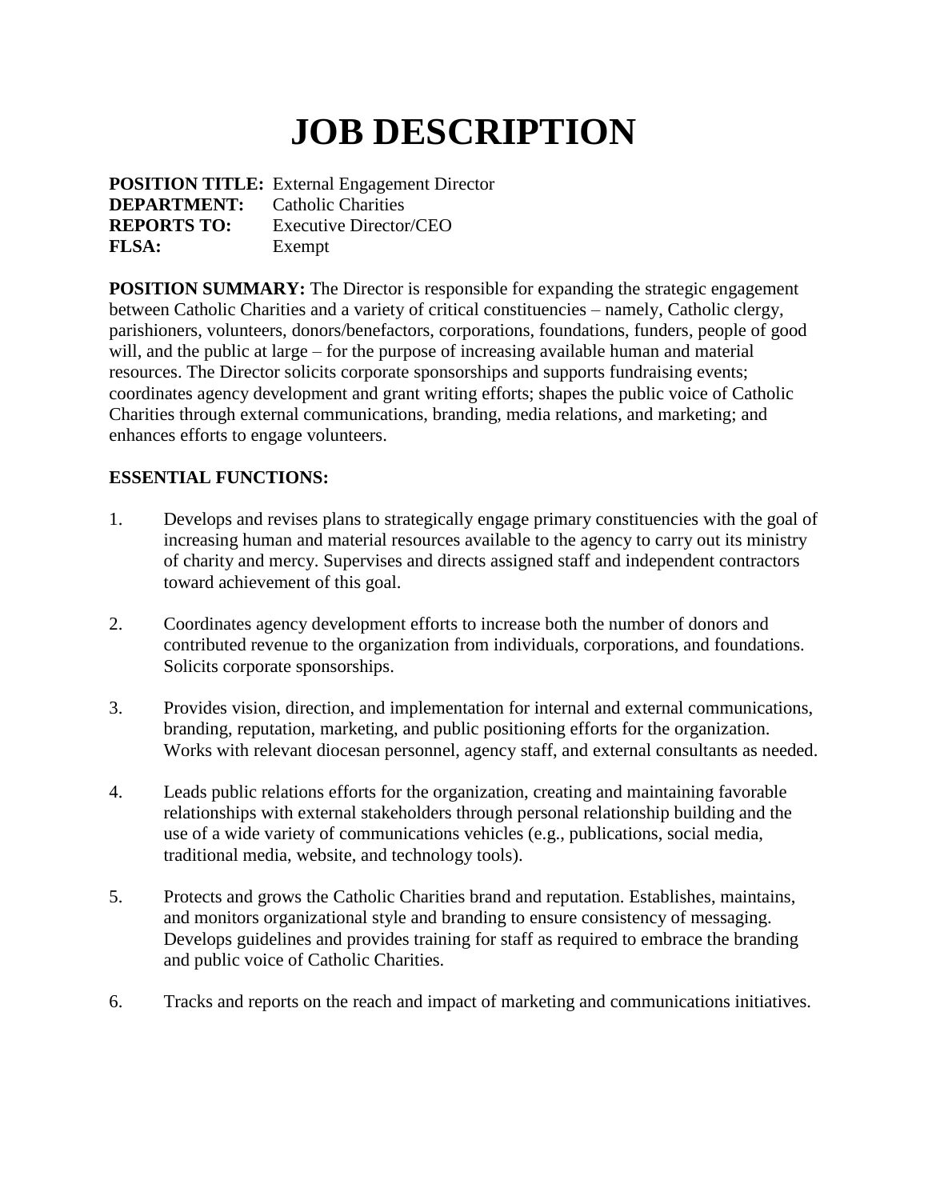# JOB DESCRIPTION

**POSITION TITLE:** External Engagement Director
**DEPARTMENT:** Catholic Charities
**REPORTS TO:** Executive Director/CEO
**FLSA:** Exempt

**POSITION SUMMARY:** The Director is responsible for expanding the strategic engagement between Catholic Charities and a variety of critical constituencies – namely, Catholic clergy, parishioners, volunteers, donors/benefactors, corporations, foundations, funders, people of good will, and the public at large – for the purpose of increasing available human and material resources. The Director solicits corporate sponsorships and supports fundraising events; coordinates agency development and grant writing efforts; shapes the public voice of Catholic Charities through external communications, branding, media relations, and marketing; and enhances efforts to engage volunteers.

**ESSENTIAL FUNCTIONS:**

1. Develops and revises plans to strategically engage primary constituencies with the goal of increasing human and material resources available to the agency to carry out its ministry of charity and mercy. Supervises and directs assigned staff and independent contractors toward achievement of this goal.

2. Coordinates agency development efforts to increase both the number of donors and contributed revenue to the organization from individuals, corporations, and foundations. Solicits corporate sponsorships.

3. Provides vision, direction, and implementation for internal and external communications, branding, reputation, marketing, and public positioning efforts for the organization. Works with relevant diocesan personnel, agency staff, and external consultants as needed.

4. Leads public relations efforts for the organization, creating and maintaining favorable relationships with external stakeholders through personal relationship building and the use of a wide variety of communications vehicles (e.g., publications, social media, traditional media, website, and technology tools).

5. Protects and grows the Catholic Charities brand and reputation. Establishes, maintains, and monitors organizational style and branding to ensure consistency of messaging. Develops guidelines and provides training for staff as required to embrace the branding and public voice of Catholic Charities.

6. Tracks and reports on the reach and impact of marketing and communications initiatives.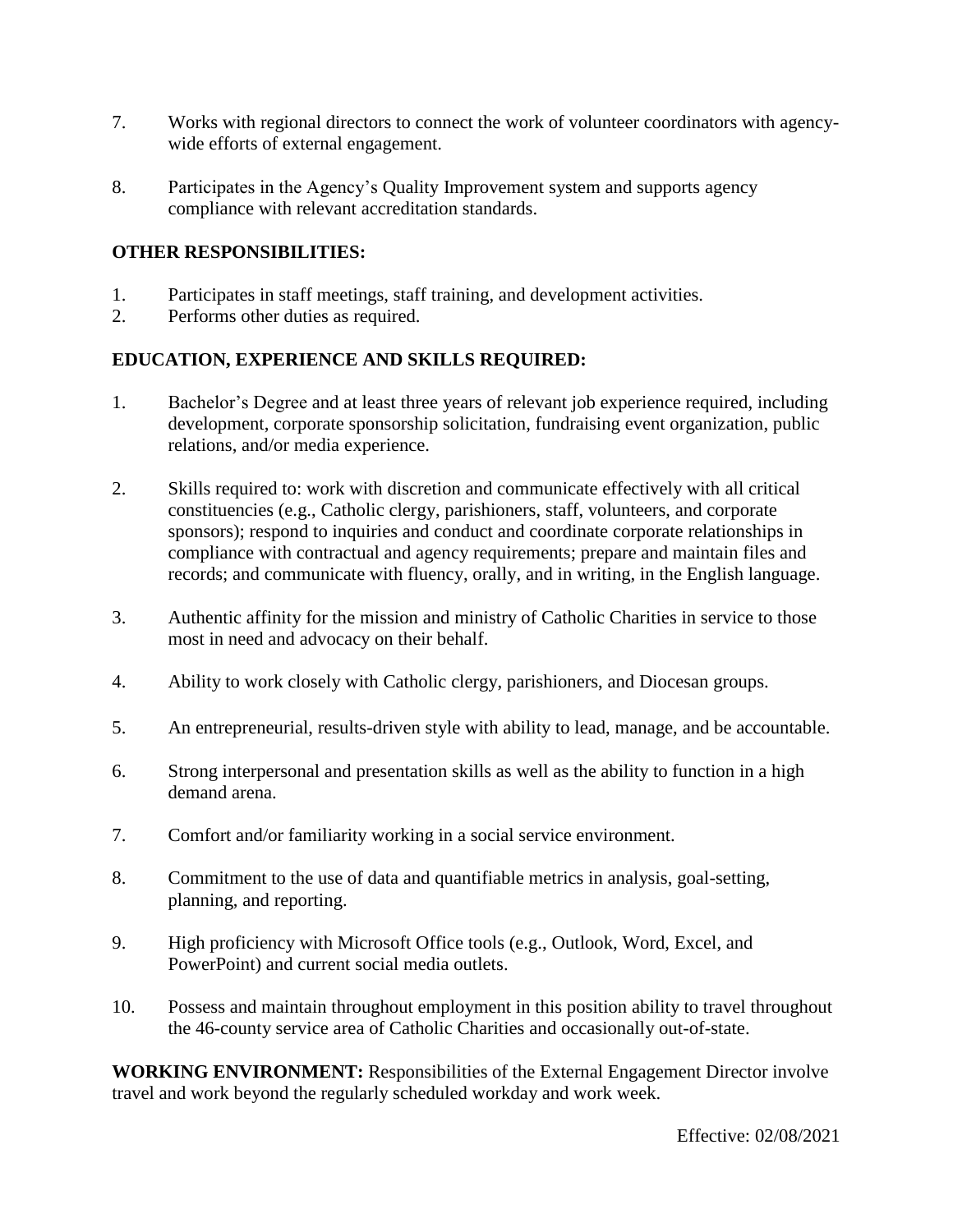7. Works with regional directors to connect the work of volunteer coordinators with agency-wide efforts of external engagement.

8. Participates in the Agency's Quality Improvement system and supports agency compliance with relevant accreditation standards.

**OTHER RESPONSIBILITIES:**

1. Participates in staff meetings, staff training, and development activities.
2. Performs other duties as required.

**EDUCATION, EXPERIENCE AND SKILLS REQUIRED:**

1. Bachelor's Degree and at least three years of relevant job experience required, including development, corporate sponsorship solicitation, fundraising event organization, public relations, and/or media experience.

2. Skills required to: work with discretion and communicate effectively with all critical constituencies (e.g., Catholic clergy, parishioners, staff, volunteers, and corporate sponsors); respond to inquiries and conduct and coordinate corporate relationships in compliance with contractual and agency requirements; prepare and maintain files and records; and communicate with fluency, orally, and in writing, in the English language.

3. Authentic affinity for the mission and ministry of Catholic Charities in service to those most in need and advocacy on their behalf.

4. Ability to work closely with Catholic clergy, parishioners, and Diocesan groups.

5. An entrepreneurial, results-driven style with ability to lead, manage, and be accountable.

6. Strong interpersonal and presentation skills as well as the ability to function in a high demand arena.

7. Comfort and/or familiarity working in a social service environment.

8. Commitment to the use of data and quantifiable metrics in analysis, goal-setting, planning, and reporting.

9. High proficiency with Microsoft Office tools (e.g., Outlook, Word, Excel, and PowerPoint) and current social media outlets.

10. Possess and maintain throughout employment in this position ability to travel throughout the 46-county service area of Catholic Charities and occasionally out-of-state.

**WORKING ENVIRONMENT:** Responsibilities of the External Engagement Director involve travel and work beyond the regularly scheduled workday and work week.

Effective: 02/08/2021